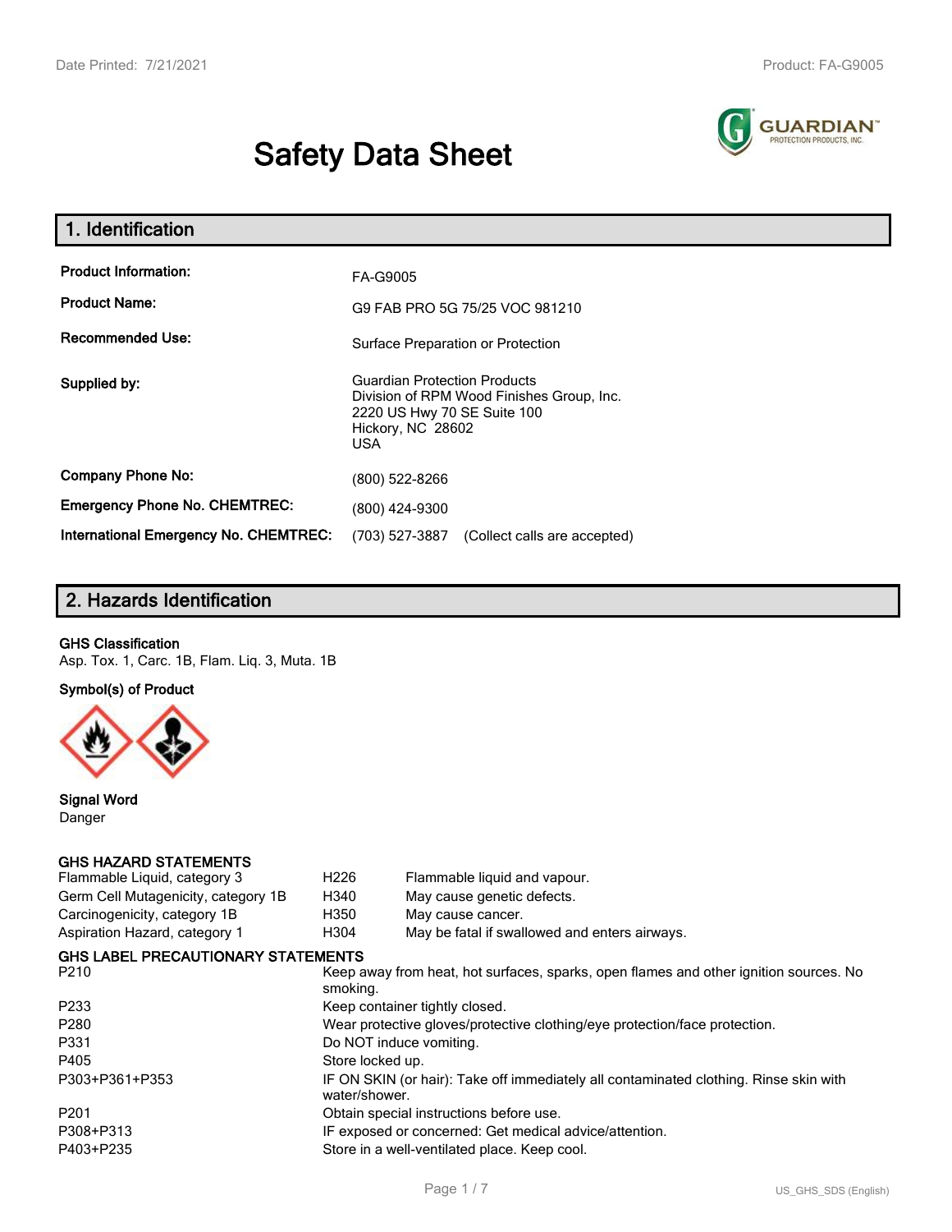# Safety Data Sheet

## 1. Identification

| | |
|---|---|
| **Product Information:** | FA-G9005 |
| **Product Name:** | G9 FAB PRO 5G 75/25 VOC 981210 |
| **Recommended Use:** | Surface Preparation or Protection |
| **Supplied by:** | Guardian Protection Products<br>Division of RPM Wood Finishes Group, Inc.<br>2220 US Hwy 70 SE Suite 100<br>Hickory, NC 28602<br>USA |
| **Company Phone No:** | (800) 522-8266 |
| **Emergency Phone No. CHEMTREC:** | (800) 424-9300 |
| **International Emergency No. CHEMTREC:** | (703) 527-3887 (Collect calls are accepted) |

## 2. Hazards Identification

**GHS Classification**

Asp. Tox. 1, Carc. 1B, Flam. Liq. 3, Muta. 1B

**Symbol(s) of Product**

**Signal Word**

Danger

**GHS HAZARD STATEMENTS**

| | | |
|---|---|---|
| Flammable Liquid, category 3 | H226 | Flammable liquid and vapour. |
| Germ Cell Mutagenicity, category 1B | H340 | May cause genetic defects. |
| Carcinogenicity, category 1B | H350 | May cause cancer. |
| Aspiration Hazard, category 1 | H304 | May be fatal if swallowed and enters airways. |

**GHS LABEL PRECAUTIONARY STATEMENTS**

| | |
|---|---|
| P210 | Keep away from heat, hot surfaces, sparks, open flames and other ignition sources. No smoking. |
| P233 | Keep container tightly closed. |
| P280 | Wear protective gloves/protective clothing/eye protection/face protection. |
| P331 | Do NOT induce vomiting. |
| P405 | Store locked up. |
| P303+P361+P353 | IF ON SKIN (or hair): Take off immediately all contaminated clothing. Rinse skin with water/shower. |
| P201 | Obtain special instructions before use. |
| P308+P313 | IF exposed or concerned: Get medical advice/attention. |
| P403+P235 | Store in a well-ventilated place. Keep cool. |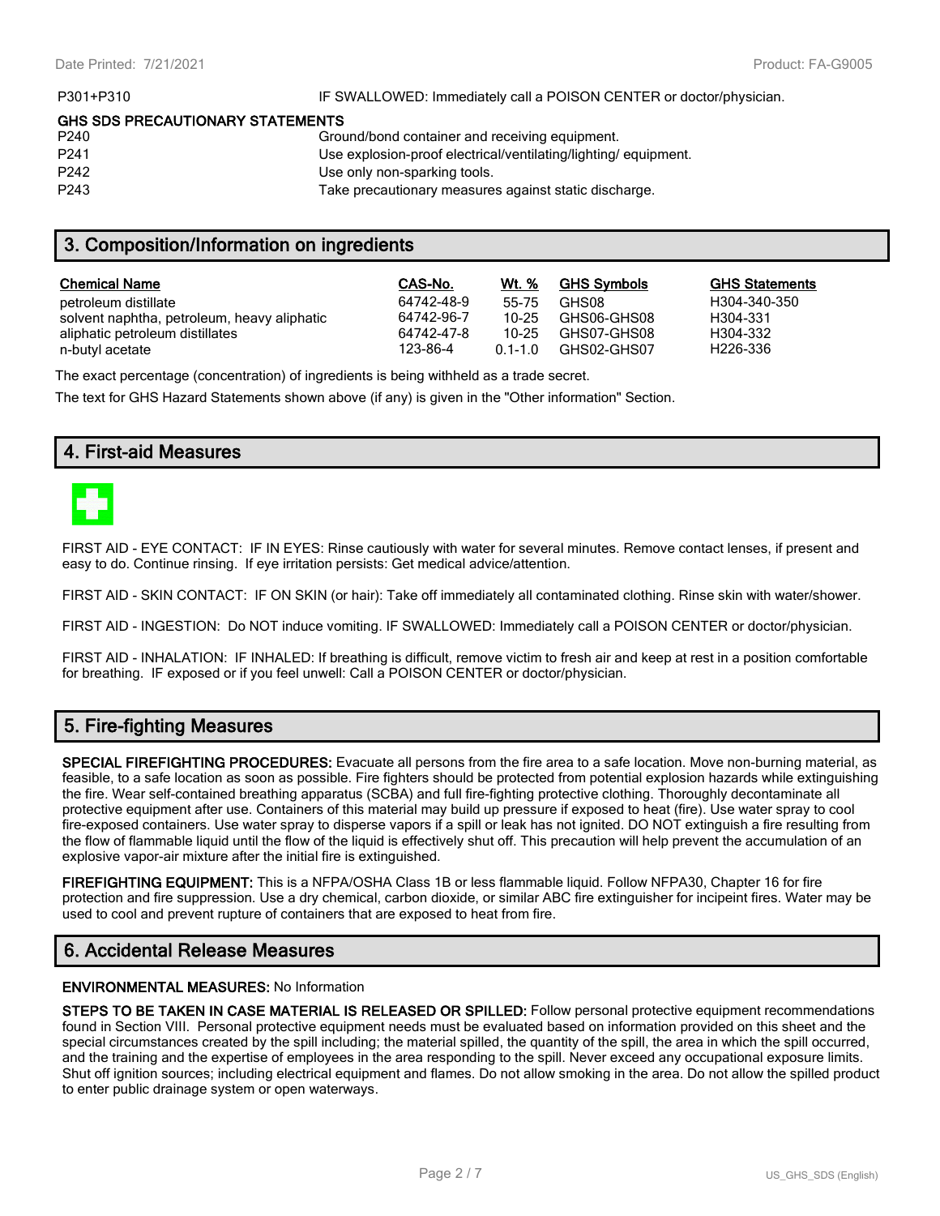| P301+P310 | IF SWALLOWED: Immediately call a POISON CENTER or doctor/physician. |
|---|---|

**GHS SDS PRECAUTIONARY STATEMENTS**

| | |
|---|---|
| P240 | Ground/bond container and receiving equipment. |
| P241 | Use explosion-proof electrical/ventilating/lighting/ equipment. |
| P242 | Use only non-sparking tools. |
| P243 | Take precautionary measures against static discharge. |

## 3. Composition/Information on ingredients

| Chemical Name | CAS-No. | Wt. % | GHS Symbols | GHS Statements |
|---|---|---|---|---|
| petroleum distillate | 64742-48-9 | 55-75 | GHS08 | H304-340-350 |
| solvent naphtha, petroleum, heavy aliphatic | 64742-96-7 | 10-25 | GHS06-GHS08 | H304-331 |
| aliphatic petroleum distillates | 64742-47-8 | 10-25 | GHS07-GHS08 | H304-332 |
| n-butyl acetate | 123-86-4 | 0.1-1.0 | GHS02-GHS07 | H226-336 |

The exact percentage (concentration) of ingredients is being withheld as a trade secret.

The text for GHS Hazard Statements shown above (if any) is given in the "Other information" Section.

## 4. First-aid Measures

FIRST AID - EYE CONTACT: IF IN EYES: Rinse cautiously with water for several minutes. Remove contact lenses, if present and easy to do. Continue rinsing. If eye irritation persists: Get medical advice/attention.

FIRST AID - SKIN CONTACT: IF ON SKIN (or hair): Take off immediately all contaminated clothing. Rinse skin with water/shower.

FIRST AID - INGESTION: Do NOT induce vomiting. IF SWALLOWED: Immediately call a POISON CENTER or doctor/physician.

FIRST AID - INHALATION: IF INHALED: If breathing is difficult, remove victim to fresh air and keep at rest in a position comfortable for breathing. IF exposed or if you feel unwell: Call a POISON CENTER or doctor/physician.

## 5. Fire-fighting Measures

**SPECIAL FIREFIGHTING PROCEDURES:** Evacuate all persons from the fire area to a safe location. Move non-burning material, as feasible, to a safe location as soon as possible. Fire fighters should be protected from potential explosion hazards while extinguishing the fire. Wear self-contained breathing apparatus (SCBA) and full fire-fighting protective clothing. Thoroughly decontaminate all protective equipment after use. Containers of this material may build up pressure if exposed to heat (fire). Use water spray to cool fire-exposed containers. Use water spray to disperse vapors if a spill or leak has not ignited. DO NOT extinguish a fire resulting from the flow of flammable liquid until the flow of the liquid is effectively shut off. This precaution will help prevent the accumulation of an explosive vapor-air mixture after the initial fire is extinguished.

**FIREFIGHTING EQUIPMENT:** This is a NFPA/OSHA Class 1B or less flammable liquid. Follow NFPA30, Chapter 16 for fire protection and fire suppression. Use a dry chemical, carbon dioxide, or similar ABC fire extinguisher for incipeint fires. Water may be used to cool and prevent rupture of containers that are exposed to heat from fire.

## 6. Accidental Release Measures

**ENVIRONMENTAL MEASURES:** No Information

**STEPS TO BE TAKEN IN CASE MATERIAL IS RELEASED OR SPILLED:** Follow personal protective equipment recommendations found in Section VIII. Personal protective equipment needs must be evaluated based on information provided on this sheet and the special circumstances created by the spill including; the material spilled, the quantity of the spill, the area in which the spill occurred, and the training and the expertise of employees in the area responding to the spill. Never exceed any occupational exposure limits. Shut off ignition sources; including electrical equipment and flames. Do not allow smoking in the area. Do not allow the spilled product to enter public drainage system or open waterways.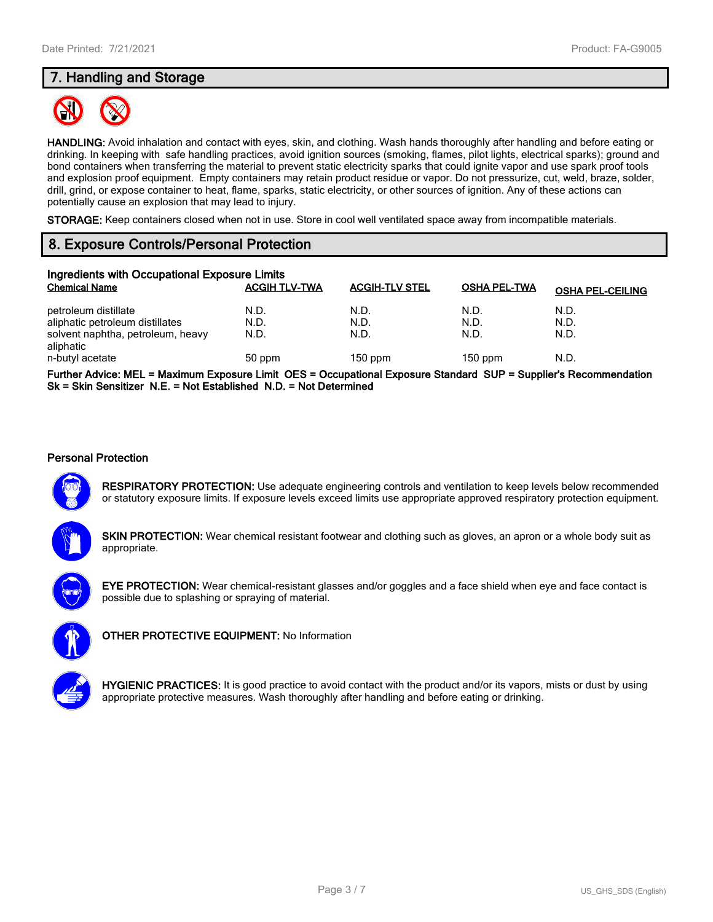## 7. Handling and Storage

**HANDLING:** Avoid inhalation and contact with eyes, skin, and clothing. Wash hands thoroughly after handling and before eating or drinking. In keeping with safe handling practices, avoid ignition sources (smoking, flames, pilot lights, electrical sparks); ground and bond containers when transferring the material to prevent static electricity sparks that could ignite vapor and use spark proof tools and explosion proof equipment. Empty containers may retain product residue or vapor. Do not pressurize, cut, weld, braze, solder, drill, grind, or expose container to heat, flame, sparks, static electricity, or other sources of ignition. Any of these actions can potentially cause an explosion that may lead to injury.

**STORAGE:** Keep containers closed when not in use. Store in cool well ventilated space away from incompatible materials.

## 8. Exposure Controls/Personal Protection

### Ingredients with Occupational Exposure Limits

| Chemical Name | ACGIH TLV-TWA | ACGIH-TLV STEL | OSHA PEL-TWA | OSHA PEL-CEILING |
|---|---|---|---|---|
| petroleum distillate | N.D. | N.D. | N.D. | N.D. |
| aliphatic petroleum distillates | N.D. | N.D. | N.D. | N.D. |
| solvent naphtha, petroleum, heavy aliphatic | N.D. | N.D. | N.D. | N.D. |
| n-butyl acetate | 50 ppm | 150 ppm | 150 ppm | N.D. |

**Further Advice: MEL = Maximum Exposure Limit OES = Occupational Exposure Standard SUP = Supplier's Recommendation Sk = Skin Sensitizer N.E. = Not Established N.D. = Not Determined**

### Personal Protection

**RESPIRATORY PROTECTION:** Use adequate engineering controls and ventilation to keep levels below recommended or statutory exposure limits. If exposure levels exceed limits use appropriate approved respiratory protection equipment.

**SKIN PROTECTION:** Wear chemical resistant footwear and clothing such as gloves, an apron or a whole body suit as appropriate.

**EYE PROTECTION:** Wear chemical-resistant glasses and/or goggles and a face shield when eye and face contact is possible due to splashing or spraying of material.

**OTHER PROTECTIVE EQUIPMENT:** No Information

**HYGIENIC PRACTICES:** It is good practice to avoid contact with the product and/or its vapors, mists or dust by using appropriate protective measures. Wash thoroughly after handling and before eating or drinking.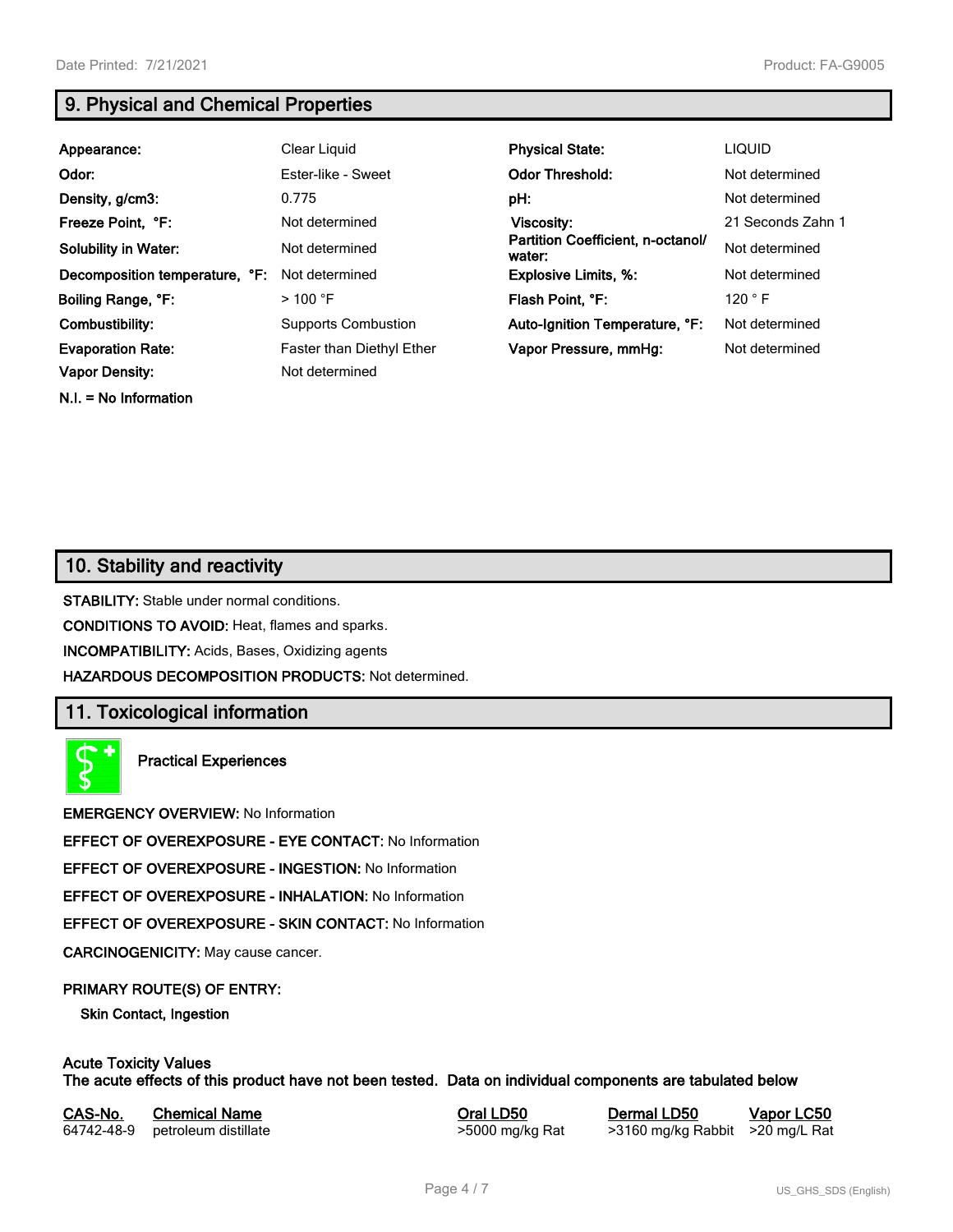## 9. Physical and Chemical Properties

| | | | |
|---|---|---|---|
| **Appearance:** | Clear Liquid | **Physical State:** | LIQUID |
| **Odor:** | Ester-like - Sweet | **Odor Threshold:** | Not determined |
| **Density, g/cm3:** | 0.775 | **pH:** | Not determined |
| **Freeze Point, °F:** | Not determined | **Viscosity:** | 21 Seconds Zahn 1 |
| **Solubility in Water:** | Not determined | **Partition Coefficient, n-octanol/ water:** | Not determined |
| **Decomposition temperature, °F:** | Not determined | **Explosive Limits, %:** | Not determined |
| **Boiling Range, °F:** | > 100 °F | **Flash Point, °F:** | 120 ° F |
| **Combustibility:** | Supports Combustion | **Auto-Ignition Temperature, °F:** | Not determined |
| **Evaporation Rate:** | Faster than Diethyl Ether | **Vapor Pressure, mmHg:** | Not determined |
| **Vapor Density:** | Not determined | | |

**N.I. = No Information**

## 10. Stability and reactivity

**STABILITY:** Stable under normal conditions.

**CONDITIONS TO AVOID:** Heat, flames and sparks.

**INCOMPATIBILITY:** Acids, Bases, Oxidizing agents

**HAZARDOUS DECOMPOSITION PRODUCTS:** Not determined.

## 11. Toxicological information

**Practical Experiences**

**EMERGENCY OVERVIEW:** No Information

**EFFECT OF OVEREXPOSURE - EYE CONTACT:** No Information

**EFFECT OF OVEREXPOSURE - INGESTION:** No Information

**EFFECT OF OVEREXPOSURE - INHALATION:** No Information

**EFFECT OF OVEREXPOSURE - SKIN CONTACT:** No Information

**CARCINOGENICITY:** May cause cancer.

**PRIMARY ROUTE(S) OF ENTRY:**

**Skin Contact, Ingestion**

**Acute Toxicity Values**
**The acute effects of this product have not been tested. Data on individual components are tabulated below**

| CAS-No. | Chemical Name | Oral LD50 | Dermal LD50 | Vapor LC50 |
|---|---|---|---|---|
| 64742-48-9 | petroleum distillate | >5000 mg/kg Rat | >3160 mg/kg Rabbit | >20 mg/L Rat |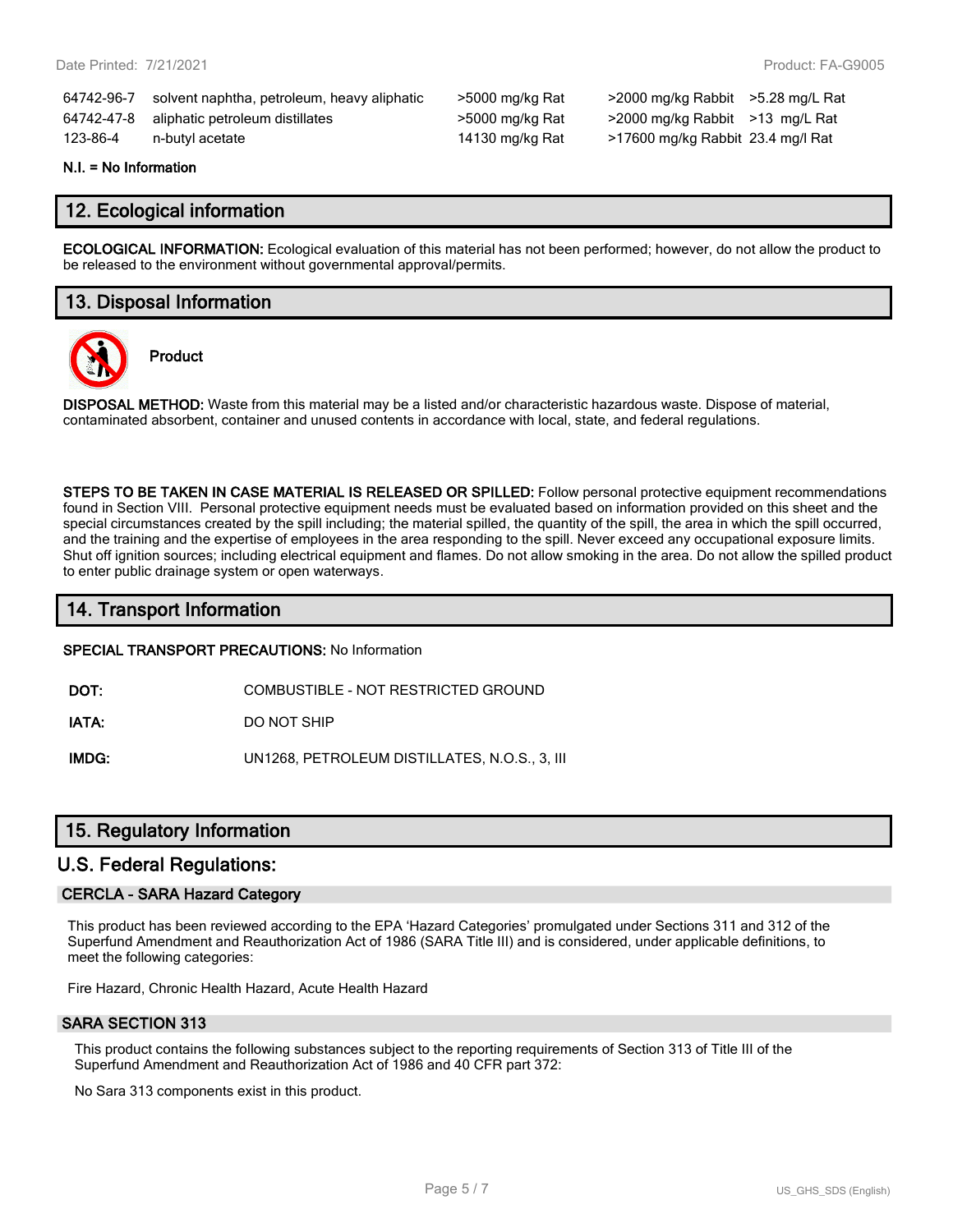| | | | | |
|---|---|---|---|---|
| 64742-96-7 | solvent naphtha, petroleum, heavy aliphatic | >5000 mg/kg Rat | >2000 mg/kg Rabbit | >5.28 mg/L Rat |
| 64742-47-8 | aliphatic petroleum distillates | >5000 mg/kg Rat | >2000 mg/kg Rabbit | >13 mg/L Rat |
| 123-86-4 | n-butyl acetate | 14130 mg/kg Rat | >17600 mg/kg Rabbit | 23.4 mg/l Rat |

**N.I. = No Information**

## 12. Ecological information

**ECOLOGICAL INFORMATION:** Ecological evaluation of this material has not been performed; however, do not allow the product to be released to the environment without governmental approval/permits.

## 13. Disposal Information

**Product**

**DISPOSAL METHOD:** Waste from this material may be a listed and/or characteristic hazardous waste. Dispose of material, contaminated absorbent, container and unused contents in accordance with local, state, and federal regulations.

**STEPS TO BE TAKEN IN CASE MATERIAL IS RELEASED OR SPILLED:** Follow personal protective equipment recommendations found in Section VIII. Personal protective equipment needs must be evaluated based on information provided on this sheet and the special circumstances created by the spill including; the material spilled, the quantity of the spill, the area in which the spill occurred, and the training and the expertise of employees in the area responding to the spill. Never exceed any occupational exposure limits. Shut off ignition sources; including electrical equipment and flames. Do not allow smoking in the area. Do not allow the spilled product to enter public drainage system or open waterways.

## 14. Transport Information

**SPECIAL TRANSPORT PRECAUTIONS:** No Information

| | |
|---|---|
| **DOT:** | COMBUSTIBLE - NOT RESTRICTED GROUND |
| **IATA:** | DO NOT SHIP |
| **IMDG:** | UN1268, PETROLEUM DISTILLATES, N.O.S., 3, III |

## 15. Regulatory Information

## U.S. Federal Regulations:

### CERCLA - SARA Hazard Category

This product has been reviewed according to the EPA 'Hazard Categories' promulgated under Sections 311 and 312 of the Superfund Amendment and Reauthorization Act of 1986 (SARA Title III) and is considered, under applicable definitions, to meet the following categories:

Fire Hazard, Chronic Health Hazard, Acute Health Hazard

### SARA SECTION 313

This product contains the following substances subject to the reporting requirements of Section 313 of Title III of the Superfund Amendment and Reauthorization Act of 1986 and 40 CFR part 372:

No Sara 313 components exist in this product.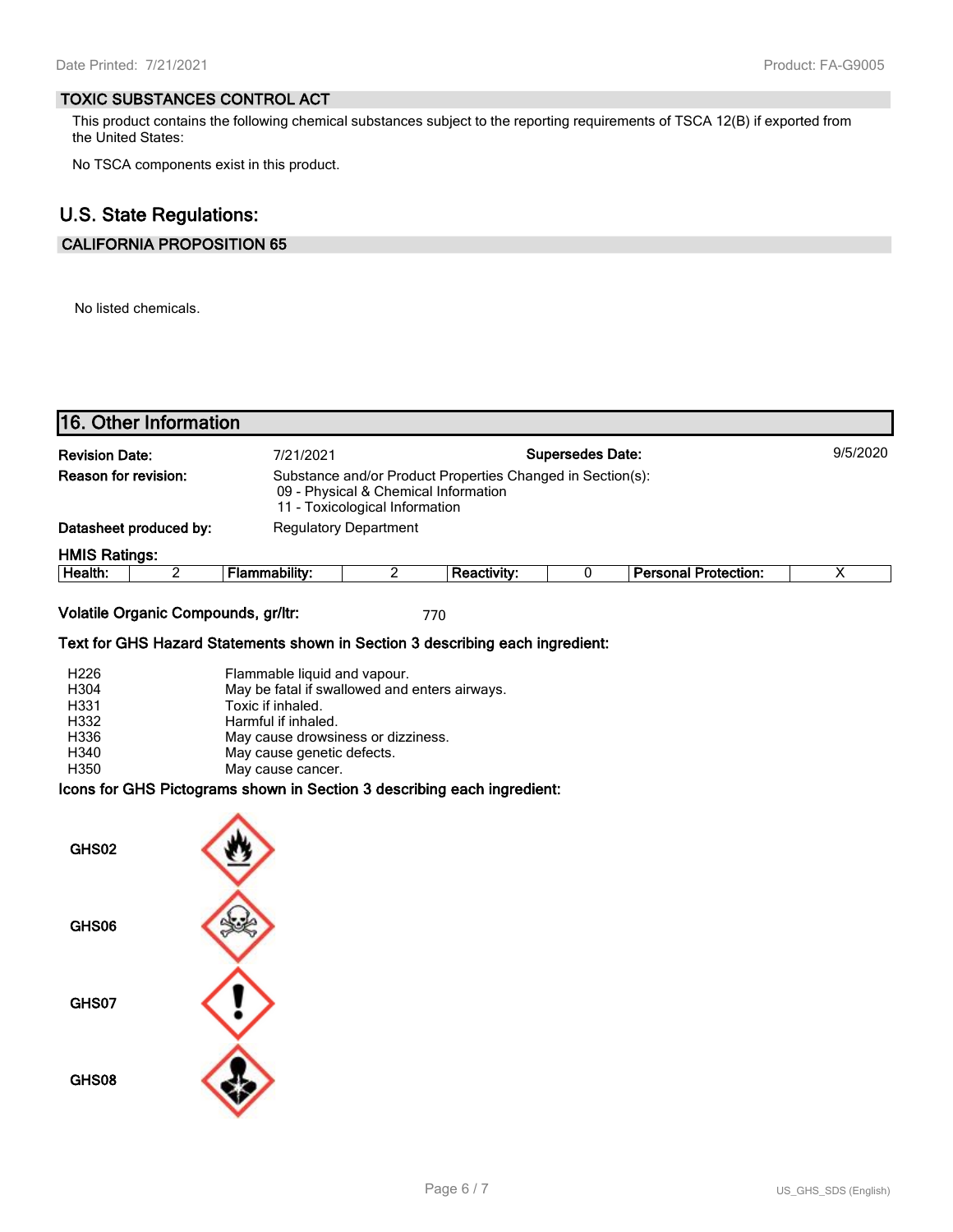## TOXIC SUBSTANCES CONTROL ACT

This product contains the following chemical substances subject to the reporting requirements of TSCA 12(B) if exported from the United States:

No TSCA components exist in this product.

## U.S. State Regulations:

### CALIFORNIA PROPOSITION 65

No listed chemicals.

# 16. Other Information

**Revision Date:** 7/21/2021 **Supersedes Date:** 9/5/2020

**Reason for revision:** Substance and/or Product Properties Changed in Section(s):
09 - Physical & Chemical Information
11 - Toxicological Information

**Datasheet produced by:** Regulatory Department

**HMIS Ratings:**

| Health: | 2 | Flammability: | 2 | Reactivity: | 0 | Personal Protection: | X |
|---|---|---|---|---|---|---|---|

**Volatile Organic Compounds, gr/ltr:** 770

**Text for GHS Hazard Statements shown in Section 3 describing each ingredient:**

| | |
|---|---|
| H226 | Flammable liquid and vapour. |
| H304 | May be fatal if swallowed and enters airways. |
| H331 | Toxic if inhaled. |
| H332 | Harmful if inhaled. |
| H336 | May cause drowsiness or dizziness. |
| H340 | May cause genetic defects. |
| H350 | May cause cancer. |

**Icons for GHS Pictograms shown in Section 3 describing each ingredient:**

GHS02

GHS06

GHS07

GHS08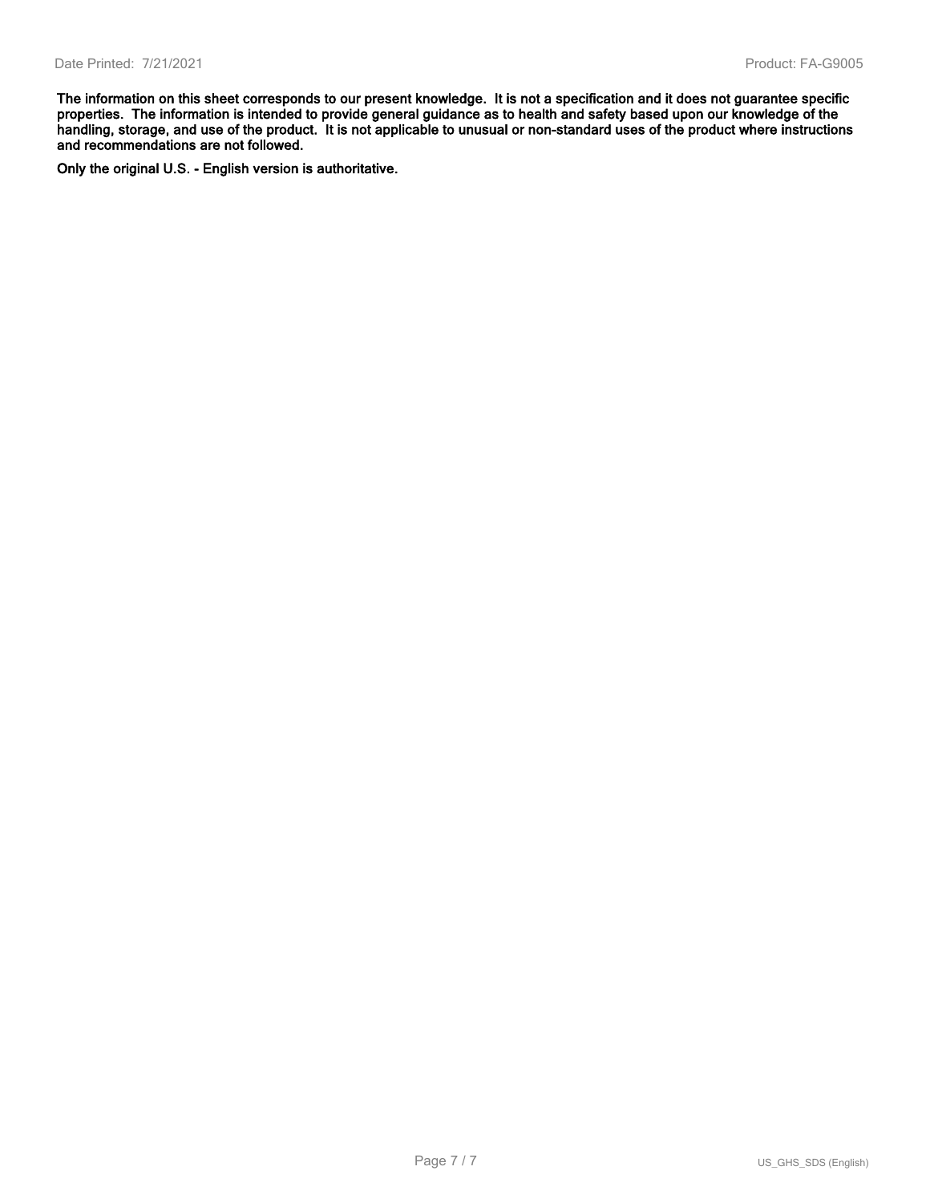**The information on this sheet corresponds to our present knowledge. It is not a specification and it does not guarantee specific properties. The information is intended to provide general guidance as to health and safety based upon our knowledge of the handling, storage, and use of the product. It is not applicable to unusual or non-standard uses of the product where instructions and recommendations are not followed.**

**Only the original U.S. - English version is authoritative.**